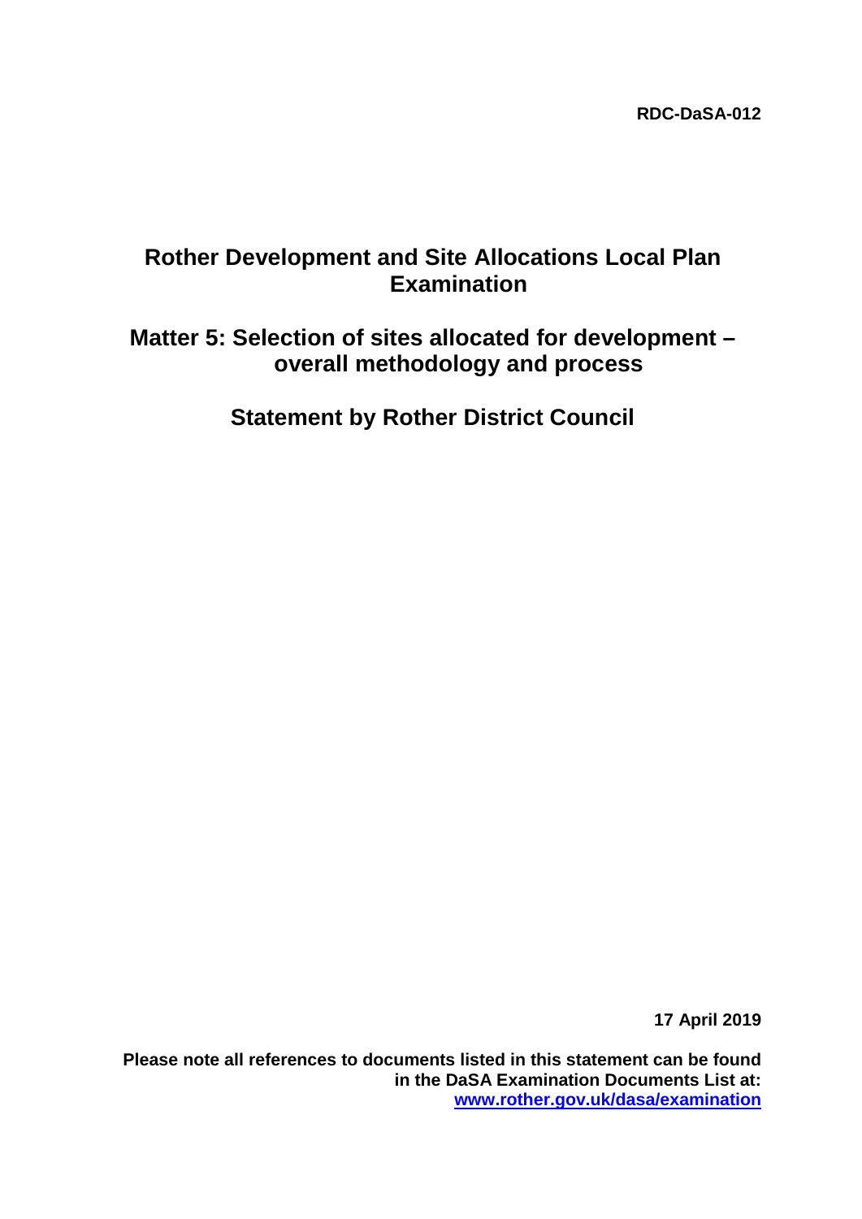**RDC-DaSA-012**

# Rother Development and Site Allocations Local Plan Examination

## Matter 5: Selection of sites allocated for development – overall methodology and process

## Statement by Rother District Council

**17 April 2019**

**Please note all references to documents listed in this statement can be found in the DaSA Examination Documents List at: [www.rother.gov.uk/dasa/examination](www.rother.gov.uk/dasa/examination)**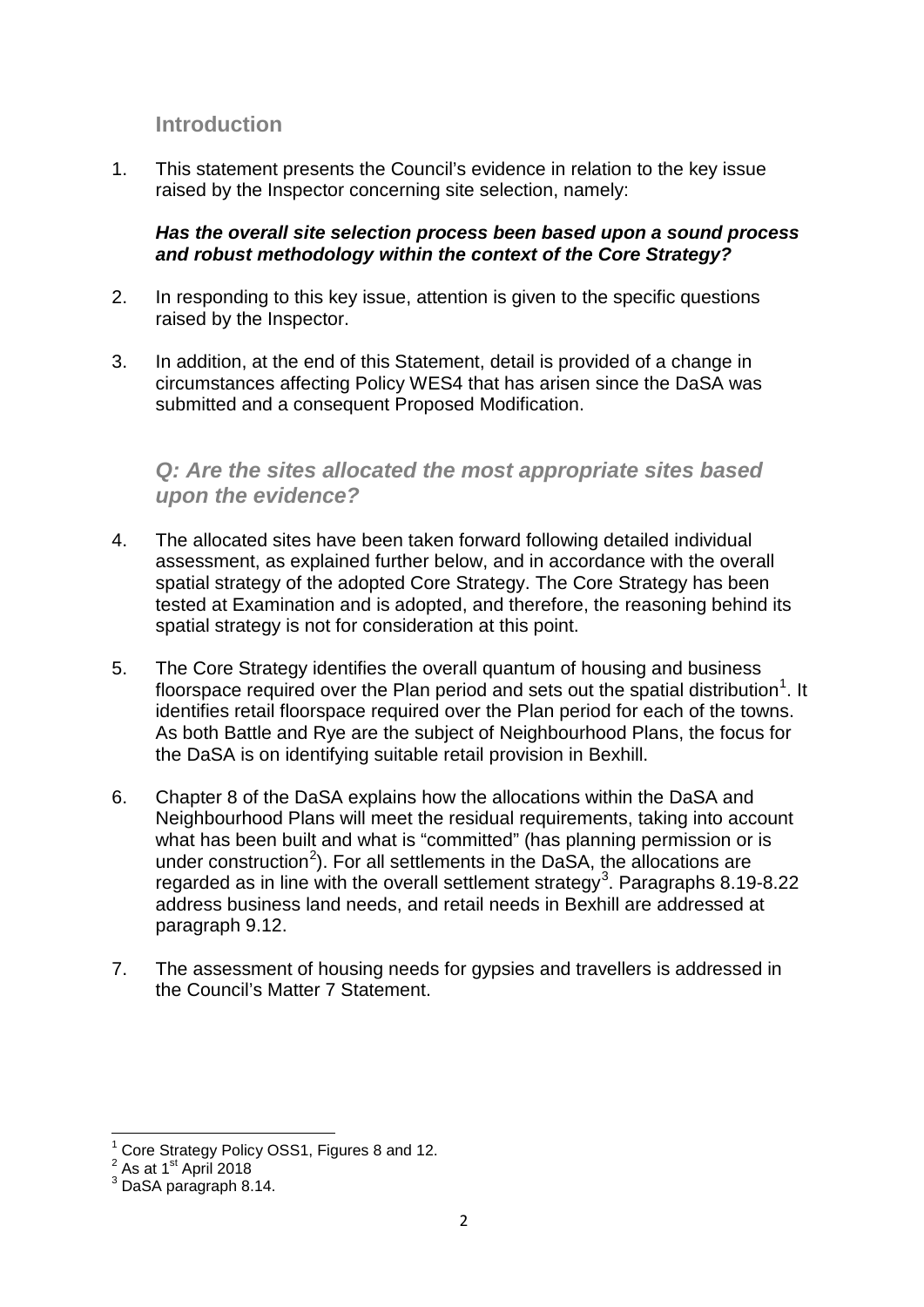## Introduction

1. This statement presents the Council's evidence in relation to the key issue raised by the Inspector concerning site selection, namely:

   ***Has the overall site selection process been based upon a sound process and robust methodology within the context of the Core Strategy?***

2. In responding to this key issue, attention is given to the specific questions raised by the Inspector.

3. In addition, at the end of this Statement, detail is provided of a change in circumstances affecting Policy WES4 that has arisen since the DaSA was submitted and a consequent Proposed Modification.

### *Q: Are the sites allocated the most appropriate sites based upon the evidence?*

4. The allocated sites have been taken forward following detailed individual assessment, as explained further below, and in accordance with the overall spatial strategy of the adopted Core Strategy. The Core Strategy has been tested at Examination and is adopted, and therefore, the reasoning behind its spatial strategy is not for consideration at this point.

5. The Core Strategy identifies the overall quantum of housing and business floorspace required over the Plan period and sets out the spatial distribution[1]. It identifies retail floorspace required over the Plan period for each of the towns. As both Battle and Rye are the subject of Neighbourhood Plans, the focus for the DaSA is on identifying suitable retail provision in Bexhill.

6. Chapter 8 of the DaSA explains how the allocations within the DaSA and Neighbourhood Plans will meet the residual requirements, taking into account what has been built and what is "committed" (has planning permission or is under construction[2]). For all settlements in the DaSA, the allocations are regarded as in line with the overall settlement strategy[3]. Paragraphs 8.19-8.22 address business land needs, and retail needs in Bexhill are addressed at paragraph 9.12.

7. The assessment of housing needs for gypsies and travellers is addressed in the Council's Matter 7 Statement.

---

[1] Core Strategy Policy OSS1, Figures 8 and 12.

[2] As at 1st April 2018

[3] DaSA paragraph 8.14.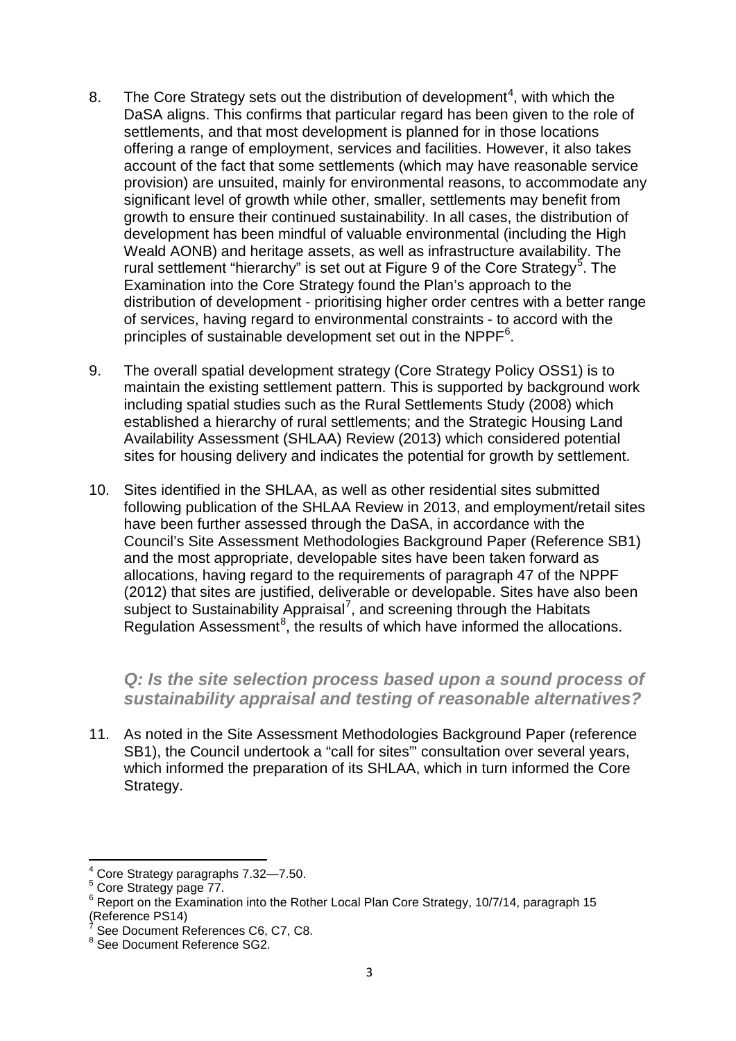8. The Core Strategy sets out the distribution of development[4], with which the DaSA aligns. This confirms that particular regard has been given to the role of settlements, and that most development is planned for in those locations offering a range of employment, services and facilities. However, it also takes account of the fact that some settlements (which may have reasonable service provision) are unsuited, mainly for environmental reasons, to accommodate any significant level of growth while other, smaller, settlements may benefit from growth to ensure their continued sustainability. In all cases, the distribution of development has been mindful of valuable environmental (including the High Weald AONB) and heritage assets, as well as infrastructure availability. The rural settlement "hierarchy" is set out at Figure 9 of the Core Strategy[5]. The Examination into the Core Strategy found the Plan's approach to the distribution of development - prioritising higher order centres with a better range of services, having regard to environmental constraints - to accord with the principles of sustainable development set out in the NPPF[6].

9. The overall spatial development strategy (Core Strategy Policy OSS1) is to maintain the existing settlement pattern. This is supported by background work including spatial studies such as the Rural Settlements Study (2008) which established a hierarchy of rural settlements; and the Strategic Housing Land Availability Assessment (SHLAA) Review (2013) which considered potential sites for housing delivery and indicates the potential for growth by settlement.

10. Sites identified in the SHLAA, as well as other residential sites submitted following publication of the SHLAA Review in 2013, and employment/retail sites have been further assessed through the DaSA, in accordance with the Council's Site Assessment Methodologies Background Paper (Reference SB1) and the most appropriate, developable sites have been taken forward as allocations, having regard to the requirements of paragraph 47 of the NPPF (2012) that sites are justified, deliverable or developable. Sites have also been subject to Sustainability Appraisal[7], and screening through the Habitats Regulation Assessment[8], the results of which have informed the allocations.

### *Q: Is the site selection process based upon a sound process of sustainability appraisal and testing of reasonable alternatives?*

11. As noted in the Site Assessment Methodologies Background Paper (reference SB1), the Council undertook a "call for sites"' consultation over several years, which informed the preparation of its SHLAA, which in turn informed the Core Strategy.

---

[4] Core Strategy paragraphs 7.32—7.50.
[5] Core Strategy page 77.
[6] Report on the Examination into the Rother Local Plan Core Strategy, 10/7/14, paragraph 15 (Reference PS14)
[7] See Document References C6, C7, C8.
[8] See Document Reference SG2.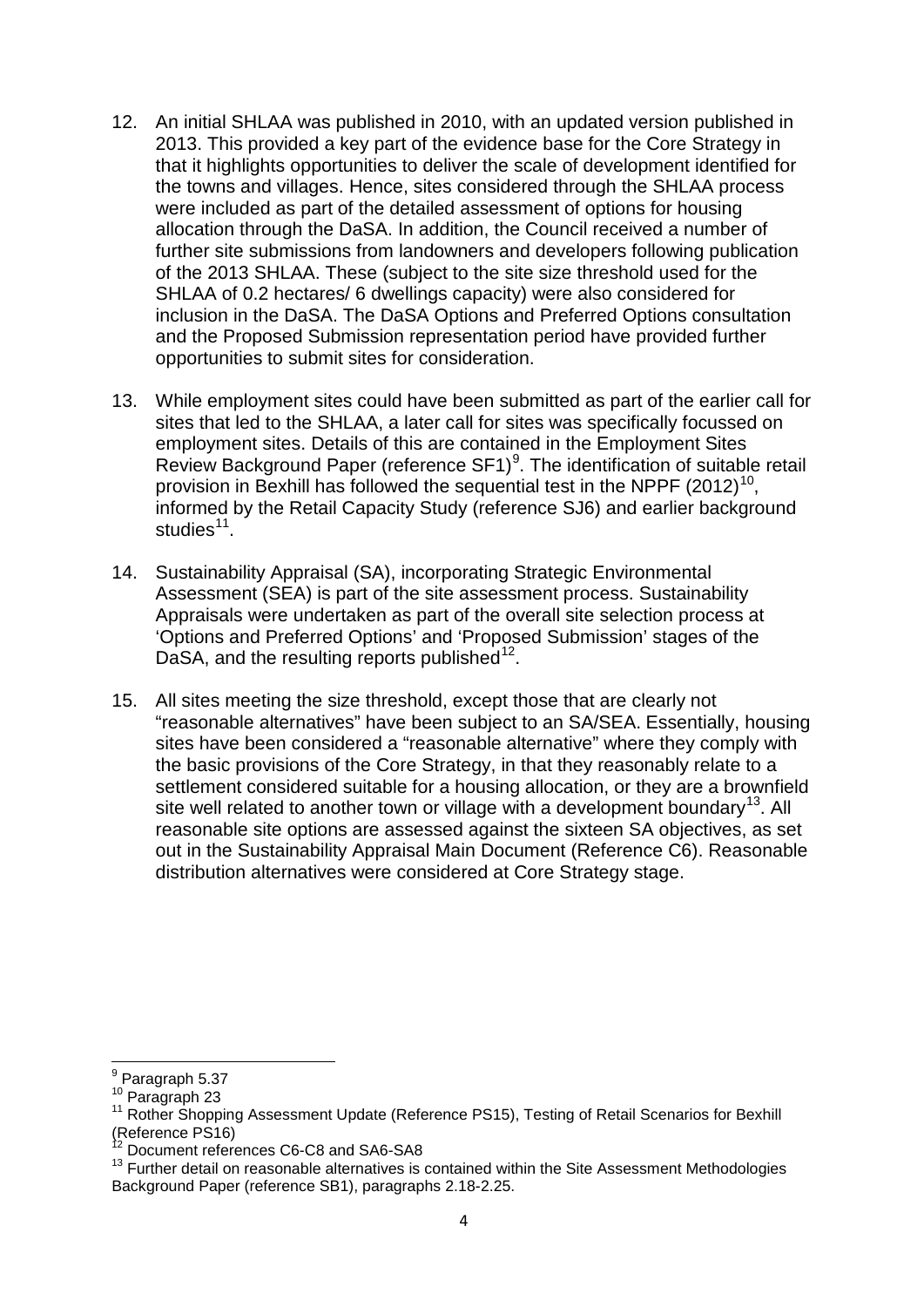12. An initial SHLAA was published in 2010, with an updated version published in 2013. This provided a key part of the evidence base for the Core Strategy in that it highlights opportunities to deliver the scale of development identified for the towns and villages. Hence, sites considered through the SHLAA process were included as part of the detailed assessment of options for housing allocation through the DaSA. In addition, the Council received a number of further site submissions from landowners and developers following publication of the 2013 SHLAA. These (subject to the site size threshold used for the SHLAA of 0.2 hectares/ 6 dwellings capacity) were also considered for inclusion in the DaSA. The DaSA Options and Preferred Options consultation and the Proposed Submission representation period have provided further opportunities to submit sites for consideration.

13. While employment sites could have been submitted as part of the earlier call for sites that led to the SHLAA, a later call for sites was specifically focussed on employment sites. Details of this are contained in the Employment Sites Review Background Paper (reference SF1)[9]. The identification of suitable retail provision in Bexhill has followed the sequential test in the NPPF (2012)[10], informed by the Retail Capacity Study (reference SJ6) and earlier background studies[11].

14. Sustainability Appraisal (SA), incorporating Strategic Environmental Assessment (SEA) is part of the site assessment process. Sustainability Appraisals were undertaken as part of the overall site selection process at 'Options and Preferred Options' and 'Proposed Submission' stages of the DaSA, and the resulting reports published[12].

15. All sites meeting the size threshold, except those that are clearly not "reasonable alternatives" have been subject to an SA/SEA. Essentially, housing sites have been considered a "reasonable alternative" where they comply with the basic provisions of the Core Strategy, in that they reasonably relate to a settlement considered suitable for a housing allocation, or they are a brownfield site well related to another town or village with a development boundary[13]. All reasonable site options are assessed against the sixteen SA objectives, as set out in the Sustainability Appraisal Main Document (Reference C6). Reasonable distribution alternatives were considered at Core Strategy stage.

---

[9] Paragraph 5.37

[10] Paragraph 23

[11] Rother Shopping Assessment Update (Reference PS15), Testing of Retail Scenarios for Bexhill (Reference PS16)

[12] Document references C6-C8 and SA6-SA8

[13] Further detail on reasonable alternatives is contained within the Site Assessment Methodologies Background Paper (reference SB1), paragraphs 2.18-2.25.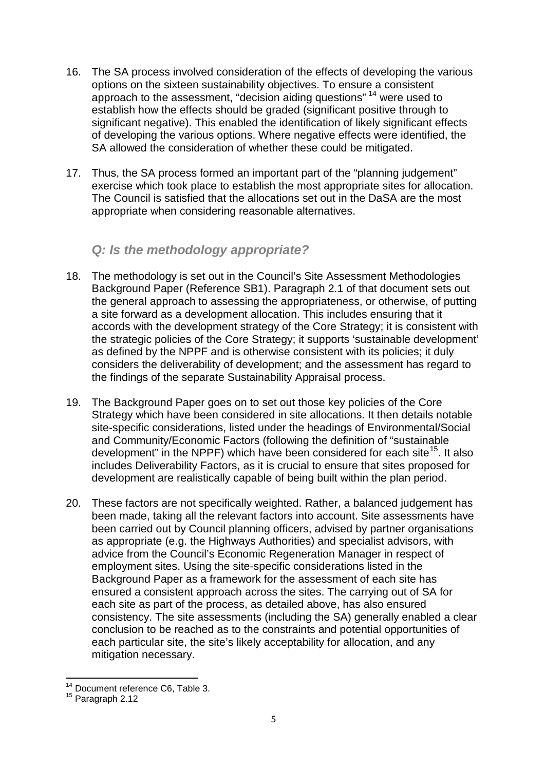16. The SA process involved consideration of the effects of developing the various options on the sixteen sustainability objectives. To ensure a consistent approach to the assessment, "decision aiding questions" [14] were used to establish how the effects should be graded (significant positive through to significant negative). This enabled the identification of likely significant effects of developing the various options. Where negative effects were identified, the SA allowed the consideration of whether these could be mitigated.

17. Thus, the SA process formed an important part of the "planning judgement" exercise which took place to establish the most appropriate sites for allocation. The Council is satisfied that the allocations set out in the DaSA are the most appropriate when considering reasonable alternatives.

### *Q: Is the methodology appropriate?*

18. The methodology is set out in the Council's Site Assessment Methodologies Background Paper (Reference SB1). Paragraph 2.1 of that document sets out the general approach to assessing the appropriateness, or otherwise, of putting a site forward as a development allocation. This includes ensuring that it accords with the development strategy of the Core Strategy; it is consistent with the strategic policies of the Core Strategy; it supports 'sustainable development' as defined by the NPPF and is otherwise consistent with its policies; it duly considers the deliverability of development; and the assessment has regard to the findings of the separate Sustainability Appraisal process.

19. The Background Paper goes on to set out those key policies of the Core Strategy which have been considered in site allocations. It then details notable site-specific considerations, listed under the headings of Environmental/Social and Community/Economic Factors (following the definition of "sustainable development" in the NPPF) which have been considered for each site[15]. It also includes Deliverability Factors, as it is crucial to ensure that sites proposed for development are realistically capable of being built within the plan period.

20. These factors are not specifically weighted. Rather, a balanced judgement has been made, taking all the relevant factors into account. Site assessments have been carried out by Council planning officers, advised by partner organisations as appropriate (e.g. the Highways Authorities) and specialist advisors, with advice from the Council's Economic Regeneration Manager in respect of employment sites. Using the site-specific considerations listed in the Background Paper as a framework for the assessment of each site has ensured a consistent approach across the sites. The carrying out of SA for each site as part of the process, as detailed above, has also ensured consistency. The site assessments (including the SA) generally enabled a clear conclusion to be reached as to the constraints and potential opportunities of each particular site, the site's likely acceptability for allocation, and any mitigation necessary.

---

[14] Document reference C6, Table 3.

[15] Paragraph 2.12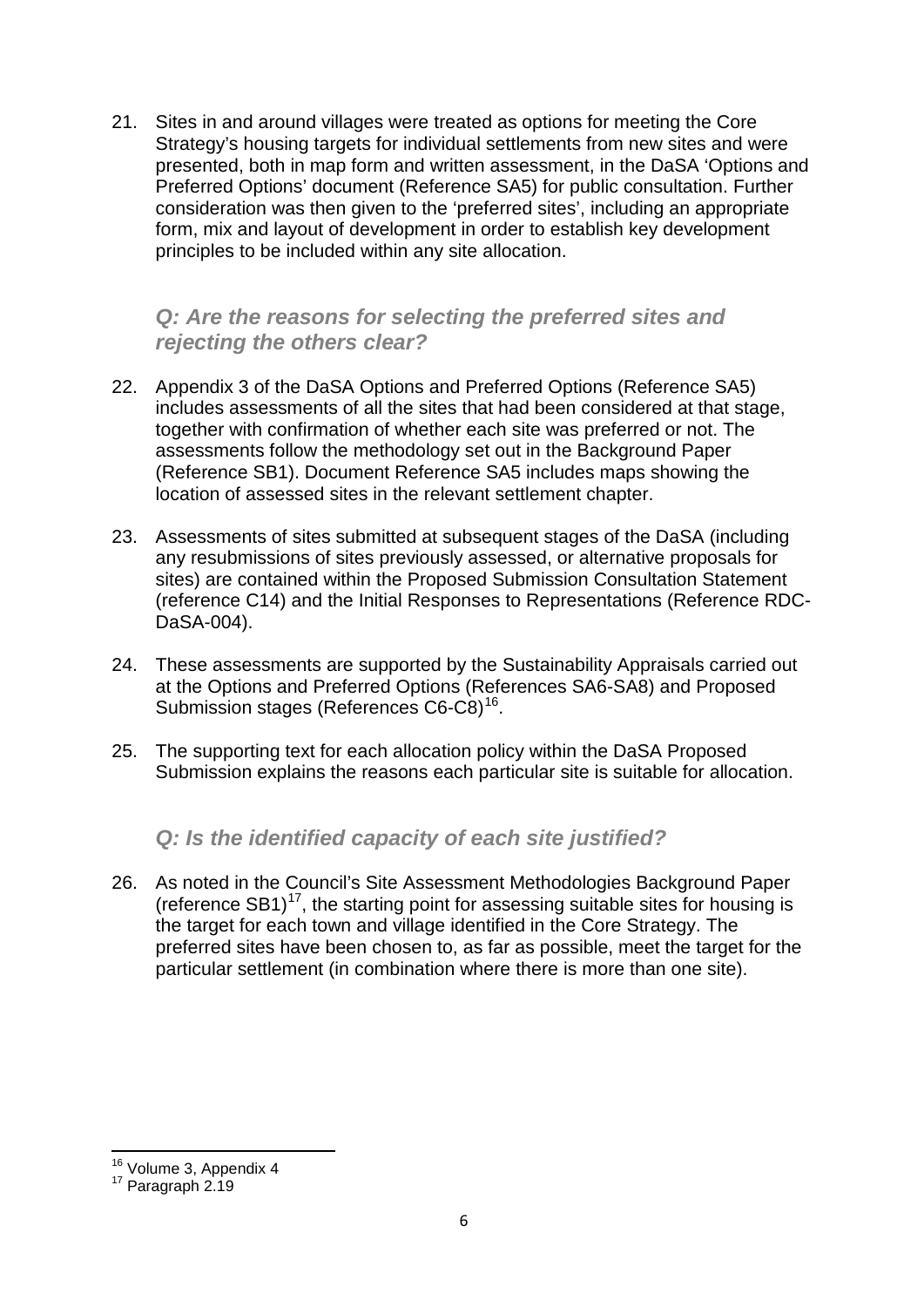21. Sites in and around villages were treated as options for meeting the Core Strategy's housing targets for individual settlements from new sites and were presented, both in map form and written assessment, in the DaSA 'Options and Preferred Options' document (Reference SA5) for public consultation. Further consideration was then given to the 'preferred sites', including an appropriate form, mix and layout of development in order to establish key development principles to be included within any site allocation.

### *Q: Are the reasons for selecting the preferred sites and rejecting the others clear?*

22. Appendix 3 of the DaSA Options and Preferred Options (Reference SA5) includes assessments of all the sites that had been considered at that stage, together with confirmation of whether each site was preferred or not. The assessments follow the methodology set out in the Background Paper (Reference SB1). Document Reference SA5 includes maps showing the location of assessed sites in the relevant settlement chapter.

23. Assessments of sites submitted at subsequent stages of the DaSA (including any resubmissions of sites previously assessed, or alternative proposals for sites) are contained within the Proposed Submission Consultation Statement (reference C14) and the Initial Responses to Representations (Reference RDC-DaSA-004).

24. These assessments are supported by the Sustainability Appraisals carried out at the Options and Preferred Options (References SA6-SA8) and Proposed Submission stages (References C6-C8)[16].

25. The supporting text for each allocation policy within the DaSA Proposed Submission explains the reasons each particular site is suitable for allocation.

### *Q: Is the identified capacity of each site justified?*

26. As noted in the Council's Site Assessment Methodologies Background Paper (reference SB1)[17], the starting point for assessing suitable sites for housing is the target for each town and village identified in the Core Strategy. The preferred sites have been chosen to, as far as possible, meet the target for the particular settlement (in combination where there is more than one site).

---

[16] Volume 3, Appendix 4
[17] Paragraph 2.19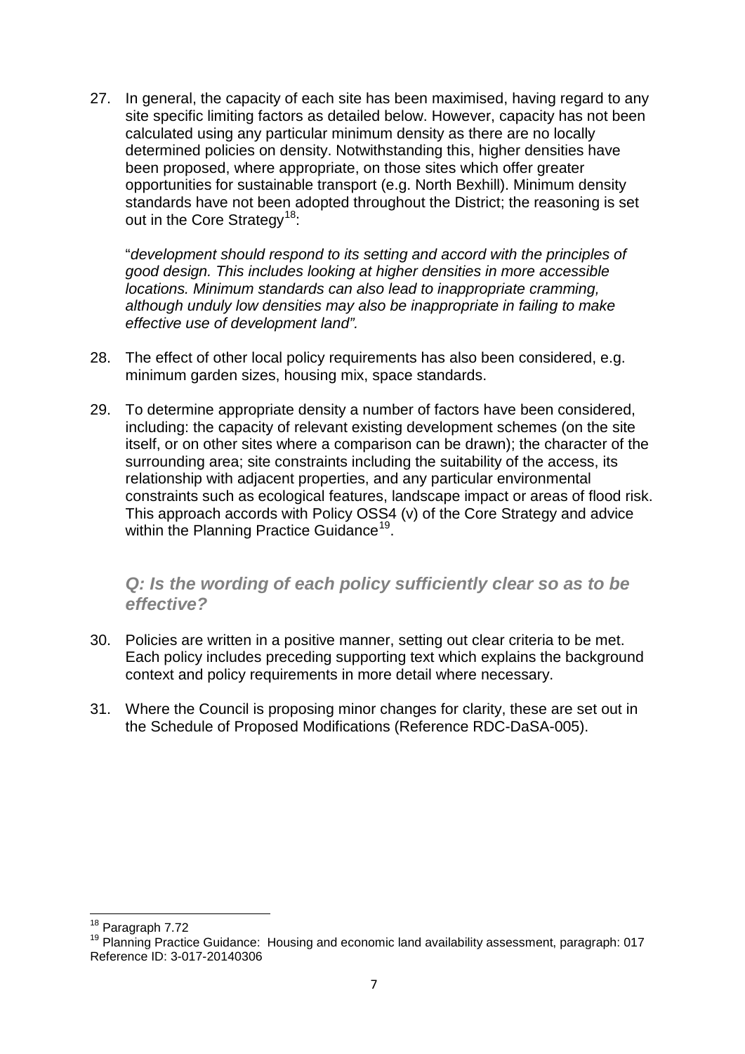27. In general, the capacity of each site has been maximised, having regard to any site specific limiting factors as detailed below. However, capacity has not been calculated using any particular minimum density as there are no locally determined policies on density. Notwithstanding this, higher densities have been proposed, where appropriate, on those sites which offer greater opportunities for sustainable transport (e.g. North Bexhill). Minimum density standards have not been adopted throughout the District; the reasoning is set out in the Core Strategy[18]:

   "*development should respond to its setting and accord with the principles of good design. This includes looking at higher densities in more accessible locations. Minimum standards can also lead to inappropriate cramming, although unduly low densities may also be inappropriate in failing to make effective use of development land".*

28. The effect of other local policy requirements has also been considered, e.g. minimum garden sizes, housing mix, space standards.

29. To determine appropriate density a number of factors have been considered, including: the capacity of relevant existing development schemes (on the site itself, or on other sites where a comparison can be drawn); the character of the surrounding area; site constraints including the suitability of the access, its relationship with adjacent properties, and any particular environmental constraints such as ecological features, landscape impact or areas of flood risk. This approach accords with Policy OSS4 (v) of the Core Strategy and advice within the Planning Practice Guidance[19].

### *Q: Is the wording of each policy sufficiently clear so as to be effective?*

30. Policies are written in a positive manner, setting out clear criteria to be met. Each policy includes preceding supporting text which explains the background context and policy requirements in more detail where necessary.

31. Where the Council is proposing minor changes for clarity, these are set out in the Schedule of Proposed Modifications (Reference RDC-DaSA-005).

---

[18] Paragraph 7.72

[19] Planning Practice Guidance: Housing and economic land availability assessment, paragraph: 017 Reference ID: 3-017-20140306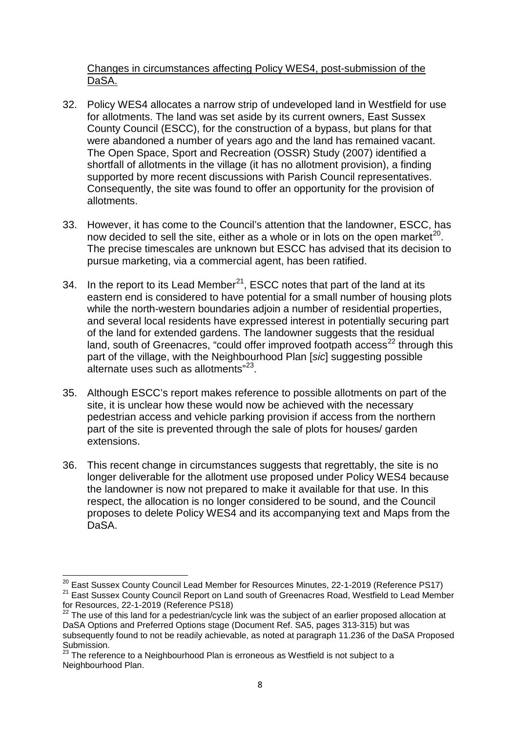<u>Changes in circumstances affecting Policy WES4, post-submission of the DaSA.</u>

32. Policy WES4 allocates a narrow strip of undeveloped land in Westfield for use for allotments. The land was set aside by its current owners, East Sussex County Council (ESCC), for the construction of a bypass, but plans for that were abandoned a number of years ago and the land has remained vacant. The Open Space, Sport and Recreation (OSSR) Study (2007) identified a shortfall of allotments in the village (it has no allotment provision), a finding supported by more recent discussions with Parish Council representatives. Consequently, the site was found to offer an opportunity for the provision of allotments.

33. However, it has come to the Council's attention that the landowner, ESCC, has now decided to sell the site, either as a whole or in lots on the open market[20]. The precise timescales are unknown but ESCC has advised that its decision to pursue marketing, via a commercial agent, has been ratified.

34. In the report to its Lead Member[21], ESCC notes that part of the land at its eastern end is considered to have potential for a small number of housing plots while the north-western boundaries adjoin a number of residential properties, and several local residents have expressed interest in potentially securing part of the land for extended gardens. The landowner suggests that the residual land, south of Greenacres, "could offer improved footpath access[22] through this part of the village, with the Neighbourhood Plan [*sic*] suggesting possible alternate uses such as allotments"[23].

35. Although ESCC's report makes reference to possible allotments on part of the site, it is unclear how these would now be achieved with the necessary pedestrian access and vehicle parking provision if access from the northern part of the site is prevented through the sale of plots for houses/ garden extensions.

36. This recent change in circumstances suggests that regrettably, the site is no longer deliverable for the allotment use proposed under Policy WES4 because the landowner is now not prepared to make it available for that use. In this respect, the allocation is no longer considered to be sound, and the Council proposes to delete Policy WES4 and its accompanying text and Maps from the DaSA.

---

[20] East Sussex County Council Lead Member for Resources Minutes, 22-1-2019 (Reference PS17)

[21] East Sussex County Council Report on Land south of Greenacres Road, Westfield to Lead Member for Resources, 22-1-2019 (Reference PS18)

[22] The use of this land for a pedestrian/cycle link was the subject of an earlier proposed allocation at DaSA Options and Preferred Options stage (Document Ref. SA5, pages 313-315) but was subsequently found to not be readily achievable, as noted at paragraph 11.236 of the DaSA Proposed Submission.

[23] The reference to a Neighbourhood Plan is erroneous as Westfield is not subject to a Neighbourhood Plan.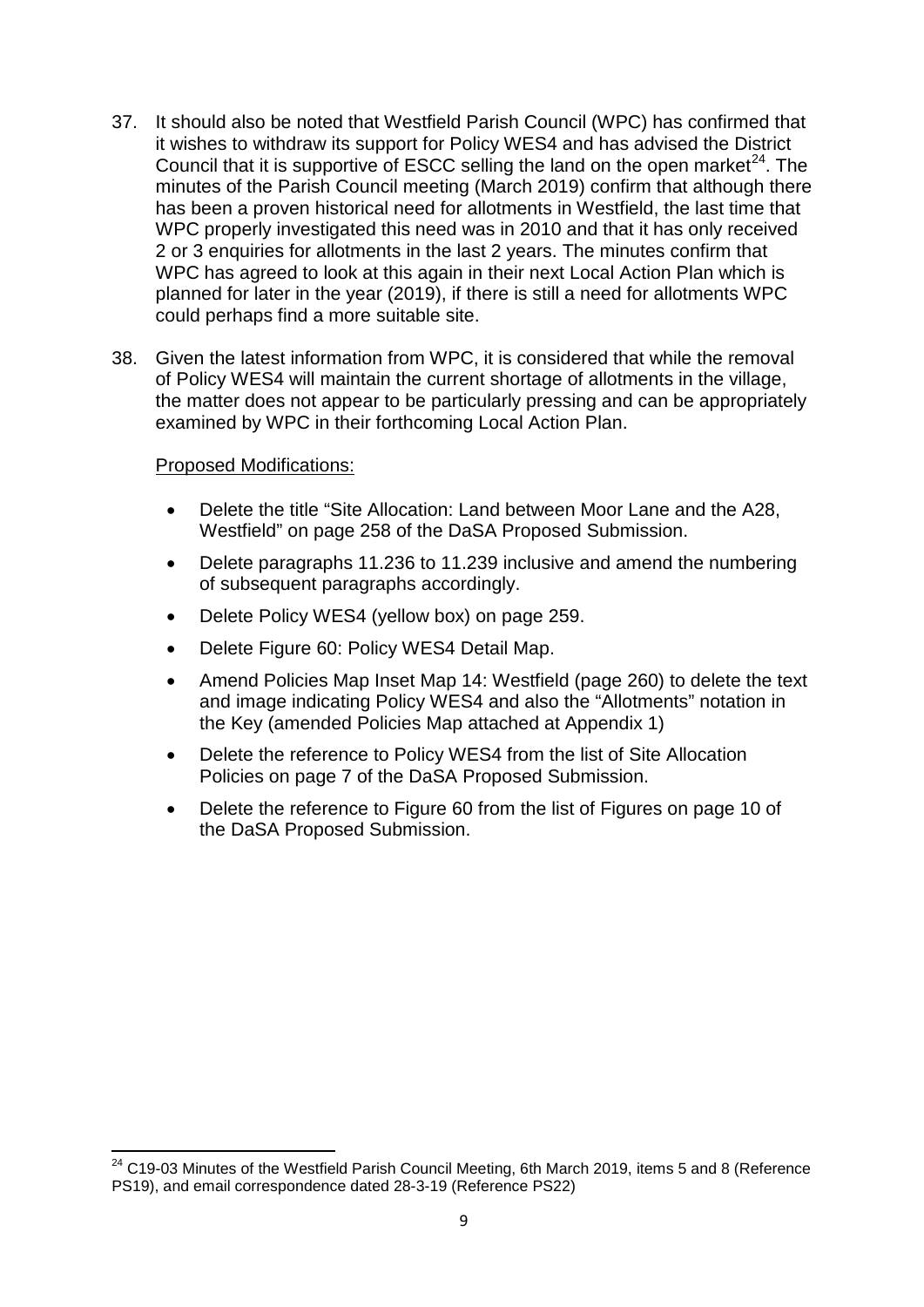37. It should also be noted that Westfield Parish Council (WPC) has confirmed that it wishes to withdraw its support for Policy WES4 and has advised the District Council that it is supportive of ESCC selling the land on the open market[24]. The minutes of the Parish Council meeting (March 2019) confirm that although there has been a proven historical need for allotments in Westfield, the last time that WPC properly investigated this need was in 2010 and that it has only received 2 or 3 enquiries for allotments in the last 2 years. The minutes confirm that WPC has agreed to look at this again in their next Local Action Plan which is planned for later in the year (2019), if there is still a need for allotments WPC could perhaps find a more suitable site.

38. Given the latest information from WPC, it is considered that while the removal of Policy WES4 will maintain the current shortage of allotments in the village, the matter does not appear to be particularly pressing and can be appropriately examined by WPC in their forthcoming Local Action Plan.

Proposed Modifications:

- Delete the title "Site Allocation: Land between Moor Lane and the A28, Westfield" on page 258 of the DaSA Proposed Submission.
- Delete paragraphs 11.236 to 11.239 inclusive and amend the numbering of subsequent paragraphs accordingly.
- Delete Policy WES4 (yellow box) on page 259.
- Delete Figure 60: Policy WES4 Detail Map.
- Amend Policies Map Inset Map 14: Westfield (page 260) to delete the text and image indicating Policy WES4 and also the "Allotments" notation in the Key (amended Policies Map attached at Appendix 1)
- Delete the reference to Policy WES4 from the list of Site Allocation Policies on page 7 of the DaSA Proposed Submission.
- Delete the reference to Figure 60 from the list of Figures on page 10 of the DaSA Proposed Submission.

[24] C19-03 Minutes of the Westfield Parish Council Meeting, 6th March 2019, items 5 and 8 (Reference PS19), and email correspondence dated 28-3-19 (Reference PS22)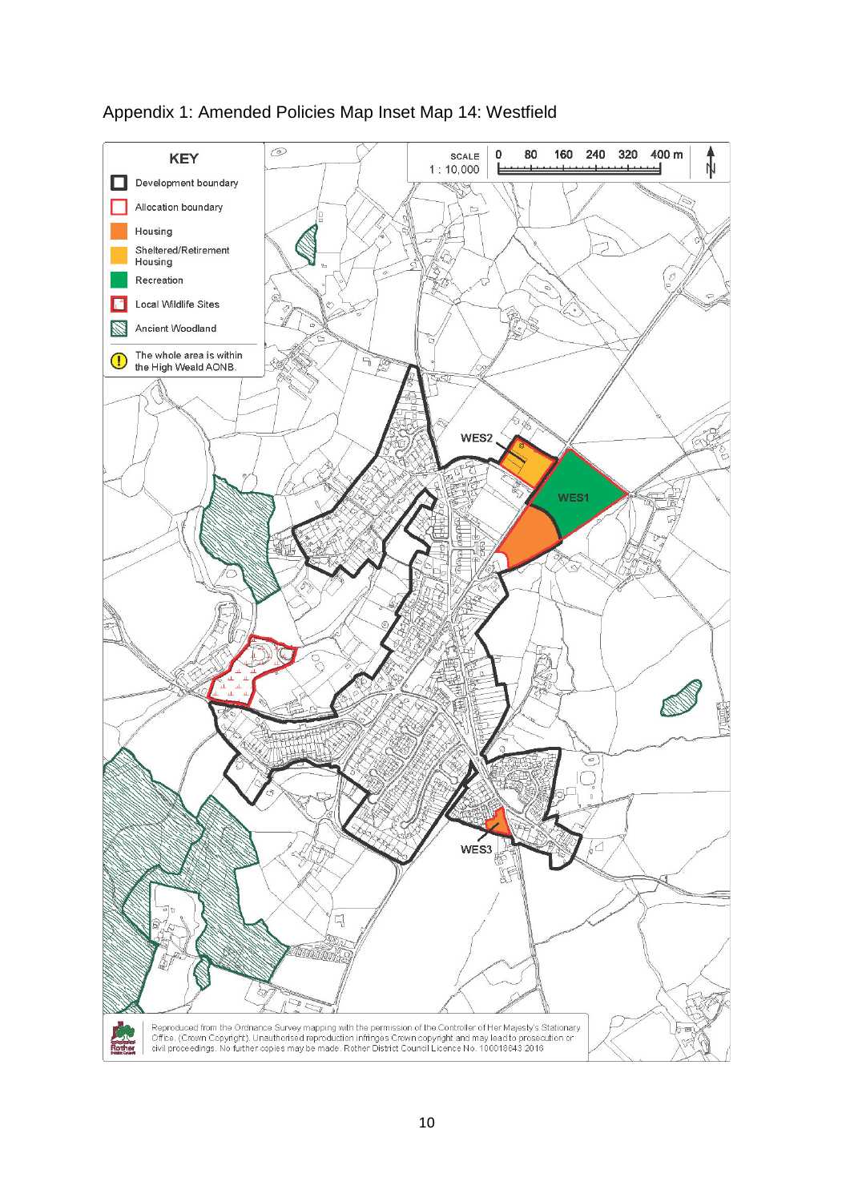Appendix 1: Amended Policies Map Inset Map 14: Westfield

KEY

Development boundary

Allocation boundary

Housing

Sheltered/Retirement Housing

Recreation

Local Wildlife Sites

Ancient Woodland

The whole area is within the High Weald AONB.

SCALE 1 : 10,000

0 80 160 240 320 400 m

N

WES2

WES1

WES3

Reproduced from the Ordnance Survey mapping with the permission of the Controller of Her Majesty's Stationary Office. (Crown Copyright). Unauthorised reproduction infringes Crown copyright and may lead to prosecution or civil proceedings. No further copies may be made. Rother District Council Licence No. 100018643 2016